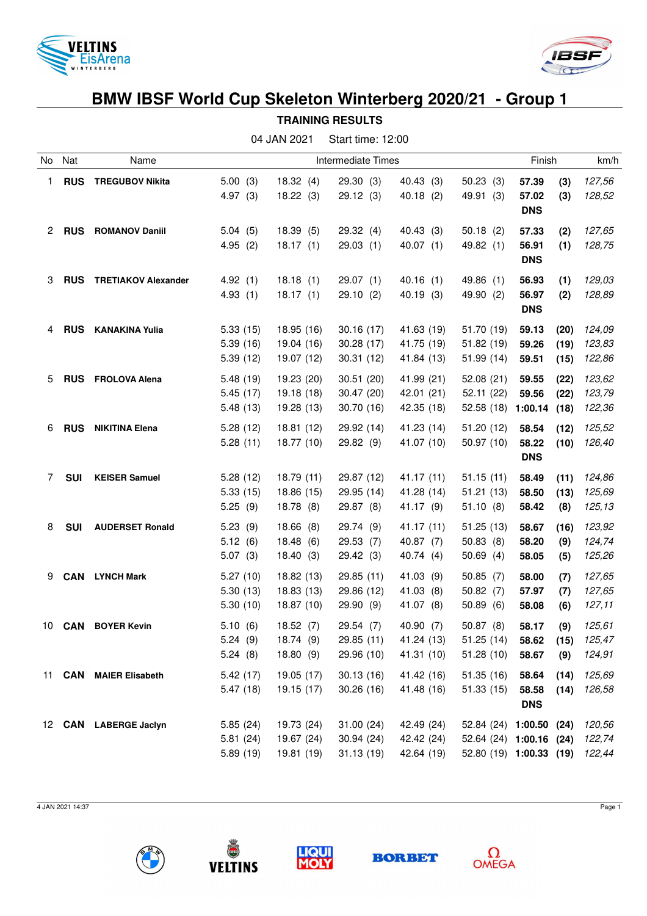# BMW IBSF World Cup Skeleton Winterberg 2020/21 - Group 1

**TRAINING RESULTS**

04 JAN 2021 Start time: 12:00

| No | Nat | Name | Intermediate Times | | | | | Finish | | km/h |
|---|---|---|---|---|---|---|---|---|---|---|
| 1 | **RUS** | **TREGUBOV Nikita** | 5.00 (3) | 18.32 (4) | 29.30 (3) | 40.43 (3) | 50.23 (3) | **57.39** | **(3)** | *127,56* |
| | | | 4.97 (3) | 18.22 (3) | 29.12 (3) | 40.18 (2) | 49.91 (3) | **57.02** | **(3)** | *128,52* |
| | | | | | | | | **DNS** | | |
| 2 | **RUS** | **ROMANOV Daniil** | 5.04 (5) | 18.39 (5) | 29.32 (4) | 40.43 (3) | 50.18 (2) | **57.33** | **(2)** | *127,65* |
| | | | 4.95 (2) | 18.17 (1) | 29.03 (1) | 40.07 (1) | 49.82 (1) | **56.91** | **(1)** | *128,75* |
| | | | | | | | | **DNS** | | |
| 3 | **RUS** | **TRETIAKOV Alexander** | 4.92 (1) | 18.18 (1) | 29.07 (1) | 40.16 (1) | 49.86 (1) | **56.93** | **(1)** | *129,03* |
| | | | 4.93 (1) | 18.17 (1) | 29.10 (2) | 40.19 (3) | 49.90 (2) | **56.97** | **(2)** | *128,89* |
| | | | | | | | | **DNS** | | |
| 4 | **RUS** | **KANAKINA Yulia** | 5.33 (15) | 18.95 (16) | 30.16 (17) | 41.63 (19) | 51.70 (19) | **59.13** | **(20)** | *124,09* |
| | | | 5.39 (16) | 19.04 (16) | 30.28 (17) | 41.75 (19) | 51.82 (19) | **59.26** | **(19)** | *123,83* |
| | | | 5.39 (12) | 19.07 (12) | 30.31 (12) | 41.84 (13) | 51.99 (14) | **59.51** | **(15)** | *122,86* |
| 5 | **RUS** | **FROLOVA Alena** | 5.48 (19) | 19.23 (20) | 30.51 (20) | 41.99 (21) | 52.08 (21) | **59.55** | **(22)** | *123,62* |
| | | | 5.45 (17) | 19.18 (18) | 30.47 (20) | 42.01 (21) | 52.11 (22) | **59.56** | **(22)** | *123,79* |
| | | | 5.48 (13) | 19.28 (13) | 30.70 (16) | 42.35 (18) | 52.58 (18) | **1:00.14** | **(18)** | *122,36* |
| 6 | **RUS** | **NIKITINA Elena** | 5.28 (12) | 18.81 (12) | 29.92 (14) | 41.23 (14) | 51.20 (12) | **58.54** | **(12)** | *125,52* |
| | | | 5.28 (11) | 18.77 (10) | 29.82 (9) | 41.07 (10) | 50.97 (10) | **58.22** | **(10)** | *126,40* |
| | | | | | | | | **DNS** | | |
| 7 | **SUI** | **KEISER Samuel** | 5.28 (12) | 18.79 (11) | 29.87 (12) | 41.17 (11) | 51.15 (11) | **58.49** | **(11)** | *124,86* |
| | | | 5.33 (15) | 18.86 (15) | 29.95 (14) | 41.28 (14) | 51.21 (13) | **58.50** | **(13)** | *125,69* |
| | | | 5.25 (9) | 18.78 (8) | 29.87 (8) | 41.17 (9) | 51.10 (8) | **58.42** | **(8)** | *125,13* |
| 8 | **SUI** | **AUDERSET Ronald** | 5.23 (9) | 18.66 (8) | 29.74 (9) | 41.17 (11) | 51.25 (13) | **58.67** | **(16)** | *123,92* |
| | | | 5.12 (6) | 18.48 (6) | 29.53 (7) | 40.87 (7) | 50.83 (8) | **58.20** | **(9)** | *124,74* |
| | | | 5.07 (3) | 18.40 (3) | 29.42 (3) | 40.74 (4) | 50.69 (4) | **58.05** | **(5)** | *125,26* |
| 9 | **CAN** | **LYNCH Mark** | 5.27 (10) | 18.82 (13) | 29.85 (11) | 41.03 (9) | 50.85 (7) | **58.00** | **(7)** | *127,65* |
| | | | 5.30 (13) | 18.83 (13) | 29.86 (12) | 41.03 (8) | 50.82 (7) | **57.97** | **(7)** | *127,65* |
| | | | 5.30 (10) | 18.87 (10) | 29.90 (9) | 41.07 (8) | 50.89 (6) | **58.08** | **(6)** | *127,11* |
| 10 | **CAN** | **BOYER Kevin** | 5.10 (6) | 18.52 (7) | 29.54 (7) | 40.90 (7) | 50.87 (8) | **58.17** | **(9)** | *125,61* |
| | | | 5.24 (9) | 18.74 (9) | 29.85 (11) | 41.24 (13) | 51.25 (14) | **58.62** | **(15)** | *125,47* |
| | | | 5.24 (8) | 18.80 (9) | 29.96 (10) | 41.31 (10) | 51.28 (10) | **58.67** | **(9)** | *124,91* |
| 11 | **CAN** | **MAIER Elisabeth** | 5.42 (17) | 19.05 (17) | 30.13 (16) | 41.42 (16) | 51.35 (16) | **58.64** | **(14)** | *125,69* |
| | | | 5.47 (18) | 19.15 (17) | 30.26 (16) | 41.48 (16) | 51.33 (15) | **58.58** | **(14)** | *126,58* |
| | | | | | | | | **DNS** | | |
| 12 | **CAN** | **LABERGE Jaclyn** | 5.85 (24) | 19.73 (24) | 31.00 (24) | 42.49 (24) | 52.84 (24) | **1:00.50** | **(24)** | *120,56* |
| | | | 5.81 (24) | 19.67 (24) | 30.94 (24) | 42.42 (24) | 52.64 (24) | **1:00.16** | **(24)** | *122,74* |
| | | | 5.89 (19) | 19.81 (19) | 31.13 (19) | 42.64 (19) | 52.80 (19) | **1:00.33** | **(19)** | *122,44* |

4 JAN 2021 14:37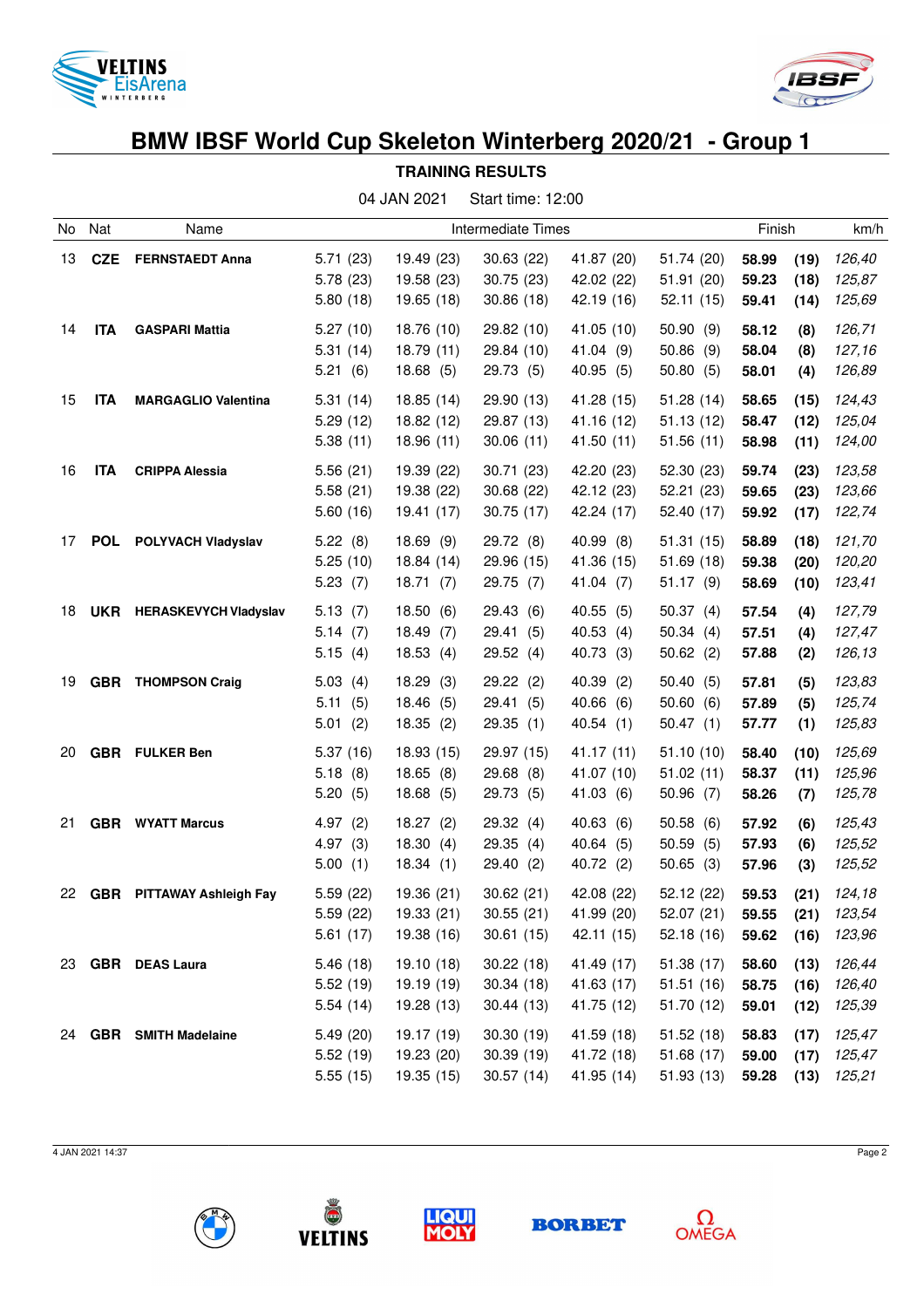# BMW IBSF World Cup Skeleton Winterberg 2020/21 - Group 1

**TRAINING RESULTS**

04 JAN 2021 Start time: 12:00

| No | Nat | Name | Intermediate Times | | | | | Finish | | km/h |
|---|---|---|---|---|---|---|---|---|---|---|
| 13 | **CZE** | **FERNSTAEDT Anna** | 5.71 (23) | 19.49 (23) | 30.63 (22) | 41.87 (20) | 51.74 (20) | **58.99** | **(19)** | *126,40* |
| | | | 5.78 (23) | 19.58 (23) | 30.75 (23) | 42.02 (22) | 51.91 (20) | **59.23** | **(18)** | *125,87* |
| | | | 5.80 (18) | 19.65 (18) | 30.86 (18) | 42.19 (16) | 52.11 (15) | **59.41** | **(14)** | *125,69* |
| 14 | **ITA** | **GASPARI Mattia** | 5.27 (10) | 18.76 (10) | 29.82 (10) | 41.05 (10) | 50.90 (9) | **58.12** | **(8)** | *126,71* |
| | | | 5.31 (14) | 18.79 (11) | 29.84 (10) | 41.04 (9) | 50.86 (9) | **58.04** | **(8)** | *127,16* |
| | | | 5.21 (6) | 18.68 (5) | 29.73 (5) | 40.95 (5) | 50.80 (5) | **58.01** | **(4)** | *126,89* |
| 15 | **ITA** | **MARGAGLIO Valentina** | 5.31 (14) | 18.85 (14) | 29.90 (13) | 41.28 (15) | 51.28 (14) | **58.65** | **(15)** | *124,43* |
| | | | 5.29 (12) | 18.82 (12) | 29.87 (13) | 41.16 (12) | 51.13 (12) | **58.47** | **(12)** | *125,04* |
| | | | 5.38 (11) | 18.96 (11) | 30.06 (11) | 41.50 (11) | 51.56 (11) | **58.98** | **(11)** | *124,00* |
| 16 | **ITA** | **CRIPPA Alessia** | 5.56 (21) | 19.39 (22) | 30.71 (23) | 42.20 (23) | 52.30 (23) | **59.74** | **(23)** | *123,58* |
| | | | 5.58 (21) | 19.38 (22) | 30.68 (22) | 42.12 (23) | 52.21 (23) | **59.65** | **(23)** | *123,66* |
| | | | 5.60 (16) | 19.41 (17) | 30.75 (17) | 42.24 (17) | 52.40 (17) | **59.92** | **(17)** | *122,74* |
| 17 | **POL** | **POLYVACH Vladyslav** | 5.22 (8) | 18.69 (9) | 29.72 (8) | 40.99 (8) | 51.31 (15) | **58.89** | **(18)** | *121,70* |
| | | | 5.25 (10) | 18.84 (14) | 29.96 (15) | 41.36 (15) | 51.69 (18) | **59.38** | **(20)** | *120,20* |
| | | | 5.23 (7) | 18.71 (7) | 29.75 (7) | 41.04 (7) | 51.17 (9) | **58.69** | **(10)** | *123,41* |
| 18 | **UKR** | **HERASKEVYCH Vladyslav** | 5.13 (7) | 18.50 (6) | 29.43 (6) | 40.55 (5) | 50.37 (4) | **57.54** | **(4)** | *127,79* |
| | | | 5.14 (7) | 18.49 (7) | 29.41 (5) | 40.53 (4) | 50.34 (4) | **57.51** | **(4)** | *127,47* |
| | | | 5.15 (4) | 18.53 (4) | 29.52 (4) | 40.73 (3) | 50.62 (2) | **57.88** | **(2)** | *126,13* |
| 19 | **GBR** | **THOMPSON Craig** | 5.03 (4) | 18.29 (3) | 29.22 (2) | 40.39 (2) | 50.40 (5) | **57.81** | **(5)** | *123,83* |
| | | | 5.11 (5) | 18.46 (5) | 29.41 (5) | 40.66 (6) | 50.60 (6) | **57.89** | **(5)** | *125,74* |
| | | | 5.01 (2) | 18.35 (2) | 29.35 (1) | 40.54 (1) | 50.47 (1) | **57.77** | **(1)** | *125,83* |
| 20 | **GBR** | **FULKER Ben** | 5.37 (16) | 18.93 (15) | 29.97 (15) | 41.17 (11) | 51.10 (10) | **58.40** | **(10)** | *125,69* |
| | | | 5.18 (8) | 18.65 (8) | 29.68 (8) | 41.07 (10) | 51.02 (11) | **58.37** | **(11)** | *125,96* |
| | | | 5.20 (5) | 18.68 (5) | 29.73 (5) | 41.03 (6) | 50.96 (7) | **58.26** | **(7)** | *125,78* |
| 21 | **GBR** | **WYATT Marcus** | 4.97 (2) | 18.27 (2) | 29.32 (4) | 40.63 (6) | 50.58 (6) | **57.92** | **(6)** | *125,43* |
| | | | 4.97 (3) | 18.30 (4) | 29.35 (4) | 40.64 (5) | 50.59 (5) | **57.93** | **(6)** | *125,52* |
| | | | 5.00 (1) | 18.34 (1) | 29.40 (2) | 40.72 (2) | 50.65 (3) | **57.96** | **(3)** | *125,52* |
| 22 | **GBR** | **PITTAWAY Ashleigh Fay** | 5.59 (22) | 19.36 (21) | 30.62 (21) | 42.08 (22) | 52.12 (22) | **59.53** | **(21)** | *124,18* |
| | | | 5.59 (22) | 19.33 (21) | 30.55 (21) | 41.99 (20) | 52.07 (21) | **59.55** | **(21)** | *123,54* |
| | | | 5.61 (17) | 19.38 (16) | 30.61 (15) | 42.11 (15) | 52.18 (16) | **59.62** | **(16)** | *123,96* |
| 23 | **GBR** | **DEAS Laura** | 5.46 (18) | 19.10 (18) | 30.22 (18) | 41.49 (17) | 51.38 (17) | **58.60** | **(13)** | *126,44* |
| | | | 5.52 (19) | 19.19 (19) | 30.34 (18) | 41.63 (17) | 51.51 (16) | **58.75** | **(16)** | *126,40* |
| | | | 5.54 (14) | 19.28 (13) | 30.44 (13) | 41.75 (12) | 51.70 (12) | **59.01** | **(12)** | *125,39* |
| 24 | **GBR** | **SMITH Madelaine** | 5.49 (20) | 19.17 (19) | 30.30 (19) | 41.59 (18) | 51.52 (18) | **58.83** | **(17)** | *125,47* |
| | | | 5.52 (19) | 19.23 (20) | 30.39 (19) | 41.72 (18) | 51.68 (17) | **59.00** | **(17)** | *125,47* |
| | | | 5.55 (15) | 19.35 (15) | 30.57 (14) | 41.95 (14) | 51.93 (13) | **59.28** | **(13)** | *125,21* |

4 JAN 2021 14:37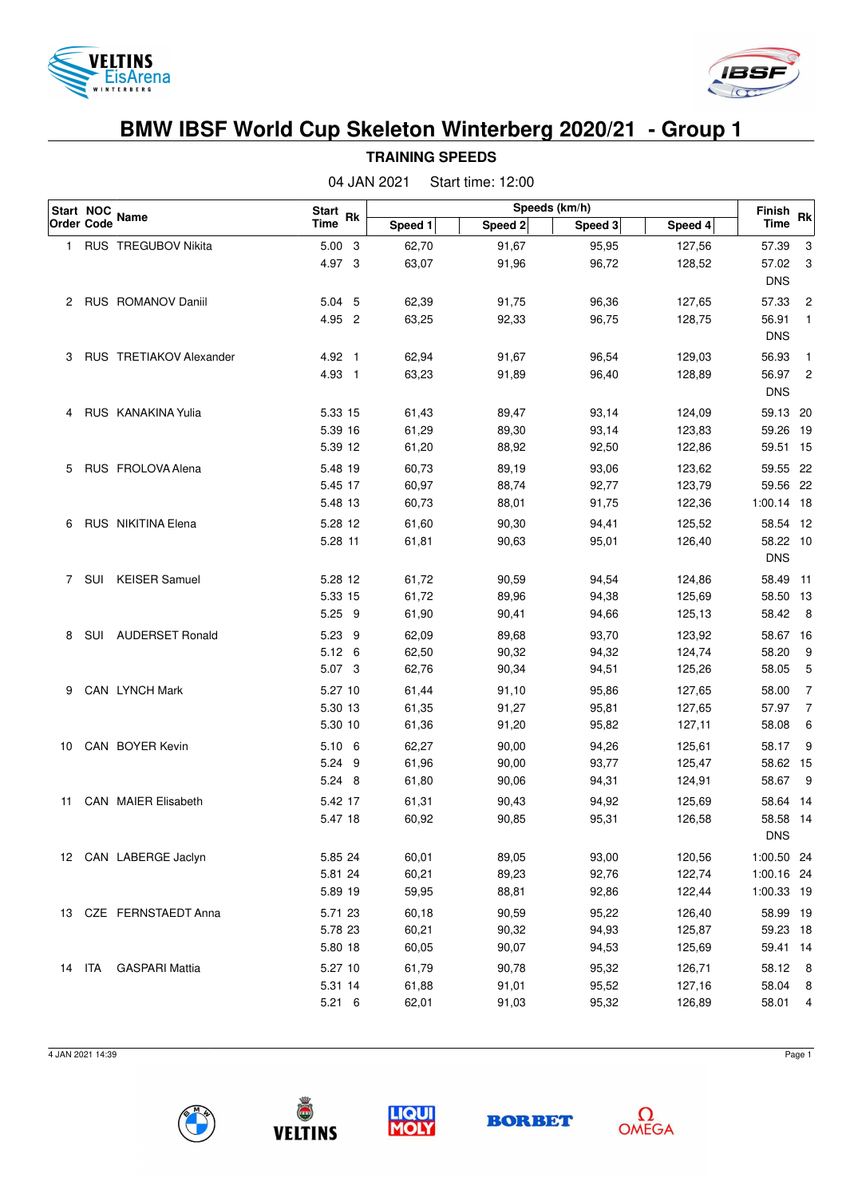# BMW IBSF World Cup Skeleton Winterberg 2020/21 - Group 1

## TRAINING SPEEDS

04 JAN 2021 Start time: 12:00

| Start Order | NOC Code | Name | Start Time | Rk | Speed 1 | Speed 2 | Speed 3 | Speed 4 | Finish Time | Rk |
|---|---|---|---|---|---|---|---|---|---|---|
| 1 | RUS | TREGUBOV Nikita | 5.00 | 3 | 62,70 | 91,67 | 95,95 | 127,56 | 57.39 | 3 |
| | | | 4.97 | 3 | 63,07 | 91,96 | 96,72 | 128,52 | 57.02 | 3 |
| | | | | | | | | | DNS | |
| 2 | RUS | ROMANOV Daniil | 5.04 | 5 | 62,39 | 91,75 | 96,36 | 127,65 | 57.33 | 2 |
| | | | 4.95 | 2 | 63,25 | 92,33 | 96,75 | 128,75 | 56.91 | 1 |
| | | | | | | | | | DNS | |
| 3 | RUS | TRETIAKOV Alexander | 4.92 | 1 | 62,94 | 91,67 | 96,54 | 129,03 | 56.93 | 1 |
| | | | 4.93 | 1 | 63,23 | 91,89 | 96,40 | 128,89 | 56.97 | 2 |
| | | | | | | | | | DNS | |
| 4 | RUS | KANAKINA Yulia | 5.33 | 15 | 61,43 | 89,47 | 93,14 | 124,09 | 59.13 | 20 |
| | | | 5.39 | 16 | 61,29 | 89,30 | 93,14 | 123,83 | 59.26 | 19 |
| | | | 5.39 | 12 | 61,20 | 88,92 | 92,50 | 122,86 | 59.51 | 15 |
| 5 | RUS | FROLOVA Alena | 5.48 | 19 | 60,73 | 89,19 | 93,06 | 123,62 | 59.55 | 22 |
| | | | 5.45 | 17 | 60,97 | 88,74 | 92,77 | 123,79 | 59.56 | 22 |
| | | | 5.48 | 13 | 60,73 | 88,01 | 91,75 | 122,36 | 1:00.14 | 18 |
| 6 | RUS | NIKITINA Elena | 5.28 | 12 | 61,60 | 90,30 | 94,41 | 125,52 | 58.54 | 12 |
| | | | 5.28 | 11 | 61,81 | 90,63 | 95,01 | 126,40 | 58.22 | 10 |
| | | | | | | | | | DNS | |
| 7 | SUI | KEISER Samuel | 5.28 | 12 | 61,72 | 90,59 | 94,54 | 124,86 | 58.49 | 11 |
| | | | 5.33 | 15 | 61,72 | 89,96 | 94,38 | 125,69 | 58.50 | 13 |
| | | | 5.25 | 9 | 61,90 | 90,41 | 94,66 | 125,13 | 58.42 | 8 |
| 8 | SUI | AUDERSET Ronald | 5.23 | 9 | 62,09 | 89,68 | 93,70 | 123,92 | 58.67 | 16 |
| | | | 5.12 | 6 | 62,50 | 90,32 | 94,32 | 124,74 | 58.20 | 9 |
| | | | 5.07 | 3 | 62,76 | 90,34 | 94,51 | 125,26 | 58.05 | 5 |
| 9 | CAN | LYNCH Mark | 5.27 | 10 | 61,44 | 91,10 | 95,86 | 127,65 | 58.00 | 7 |
| | | | 5.30 | 13 | 61,35 | 91,27 | 95,81 | 127,65 | 57.97 | 7 |
| | | | 5.30 | 10 | 61,36 | 91,20 | 95,82 | 127,11 | 58.08 | 6 |
| 10 | CAN | BOYER Kevin | 5.10 | 6 | 62,27 | 90,00 | 94,26 | 125,61 | 58.17 | 9 |
| | | | 5.24 | 9 | 61,96 | 90,00 | 93,77 | 125,47 | 58.62 | 15 |
| | | | 5.24 | 8 | 61,80 | 90,06 | 94,31 | 124,91 | 58.67 | 9 |
| 11 | CAN | MAIER Elisabeth | 5.42 | 17 | 61,31 | 90,43 | 94,92 | 125,69 | 58.64 | 14 |
| | | | 5.47 | 18 | 60,92 | 90,85 | 95,31 | 126,58 | 58.58 | 14 |
| | | | | | | | | | DNS | |
| 12 | CAN | LABERGE Jaclyn | 5.85 | 24 | 60,01 | 89,05 | 93,00 | 120,56 | 1:00.50 | 24 |
| | | | 5.81 | 24 | 60,21 | 89,23 | 92,76 | 122,74 | 1:00.16 | 24 |
| | | | 5.89 | 19 | 59,95 | 88,81 | 92,86 | 122,44 | 1:00.33 | 19 |
| 13 | CZE | FERNSTAEDT Anna | 5.71 | 23 | 60,18 | 90,59 | 95,22 | 126,40 | 58.99 | 19 |
| | | | 5.78 | 23 | 60,21 | 90,32 | 94,93 | 125,87 | 59.23 | 18 |
| | | | 5.80 | 18 | 60,05 | 90,07 | 94,53 | 125,69 | 59.41 | 14 |
| 14 | ITA | GASPARI Mattia | 5.27 | 10 | 61,79 | 90,78 | 95,32 | 126,71 | 58.12 | 8 |
| | | | 5.31 | 14 | 61,88 | 91,01 | 95,52 | 127,16 | 58.04 | 8 |
| | | | 5.21 | 6 | 62,01 | 91,03 | 95,32 | 126,89 | 58.01 | 4 |

4 JAN 2021 14:39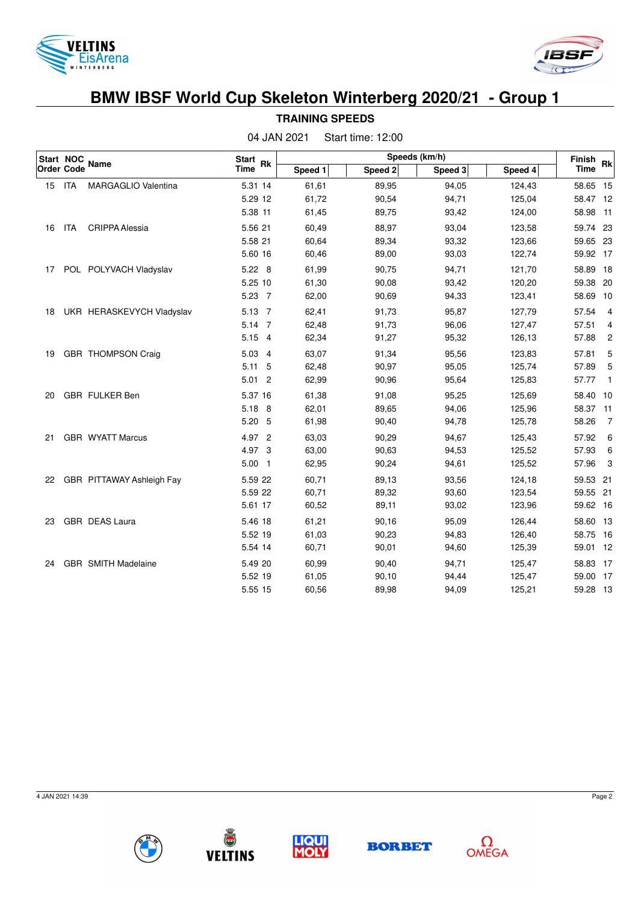# BMW IBSF World Cup Skeleton Winterberg 2020/21 - Group 1

**TRAINING SPEEDS**

04 JAN 2021 Start time: 12:00

| Start Order | NOC Code | Name | Start Time | Rk | Speed 1 | Speed 2 | Speed 3 | Speed 4 | Finish Time | Rk |
|---|---|---|---|---|---|---|---|---|---|---|
| | | | | | Speeds (km/h) | | | | | |
| 15 | ITA | MARGAGLIO Valentina | 5.31 | 14 | 61,61 | 89,95 | 94,05 | 124,43 | 58.65 | 15 |
| | | | 5.29 | 12 | 61,72 | 90,54 | 94,71 | 125,04 | 58.47 | 12 |
| | | | 5.38 | 11 | 61,45 | 89,75 | 93,42 | 124,00 | 58.98 | 11 |
| 16 | ITA | CRIPPA Alessia | 5.56 | 21 | 60,49 | 88,97 | 93,04 | 123,58 | 59.74 | 23 |
| | | | 5.58 | 21 | 60,64 | 89,34 | 93,32 | 123,66 | 59.65 | 23 |
| | | | 5.60 | 16 | 60,46 | 89,00 | 93,03 | 122,74 | 59.92 | 17 |
| 17 | POL | POLYVACH Vladyslav | 5.22 | 8 | 61,99 | 90,75 | 94,71 | 121,70 | 58.89 | 18 |
| | | | 5.25 | 10 | 61,30 | 90,08 | 93,42 | 120,20 | 59.38 | 20 |
| | | | 5.23 | 7 | 62,00 | 90,69 | 94,33 | 123,41 | 58.69 | 10 |
| 18 | UKR | HERASKEVYCH Vladyslav | 5.13 | 7 | 62,41 | 91,73 | 95,87 | 127,79 | 57.54 | 4 |
| | | | 5.14 | 7 | 62,48 | 91,73 | 96,06 | 127,47 | 57.51 | 4 |
| | | | 5.15 | 4 | 62,34 | 91,27 | 95,32 | 126,13 | 57.88 | 2 |
| 19 | GBR | THOMPSON Craig | 5.03 | 4 | 63,07 | 91,34 | 95,56 | 123,83 | 57.81 | 5 |
| | | | 5.11 | 5 | 62,48 | 90,97 | 95,05 | 125,74 | 57.89 | 5 |
| | | | 5.01 | 2 | 62,99 | 90,96 | 95,64 | 125,83 | 57.77 | 1 |
| 20 | GBR | FULKER Ben | 5.37 | 16 | 61,38 | 91,08 | 95,25 | 125,69 | 58.40 | 10 |
| | | | 5.18 | 8 | 62,01 | 89,65 | 94,06 | 125,96 | 58.37 | 11 |
| | | | 5.20 | 5 | 61,98 | 90,40 | 94,78 | 125,78 | 58.26 | 7 |
| 21 | GBR | WYATT Marcus | 4.97 | 2 | 63,03 | 90,29 | 94,67 | 125,43 | 57.92 | 6 |
| | | | 4.97 | 3 | 63,00 | 90,63 | 94,53 | 125,52 | 57.93 | 6 |
| | | | 5.00 | 1 | 62,95 | 90,24 | 94,61 | 125,52 | 57.96 | 3 |
| 22 | GBR | PITTAWAY Ashleigh Fay | 5.59 | 22 | 60,71 | 89,13 | 93,56 | 124,18 | 59.53 | 21 |
| | | | 5.59 | 22 | 60,71 | 89,32 | 93,60 | 123,54 | 59.55 | 21 |
| | | | 5.61 | 17 | 60,52 | 89,11 | 93,02 | 123,96 | 59.62 | 16 |
| 23 | GBR | DEAS Laura | 5.46 | 18 | 61,21 | 90,16 | 95,09 | 126,44 | 58.60 | 13 |
| | | | 5.52 | 19 | 61,03 | 90,23 | 94,83 | 126,40 | 58.75 | 16 |
| | | | 5.54 | 14 | 60,71 | 90,01 | 94,60 | 125,39 | 59.01 | 12 |
| 24 | GBR | SMITH Madelaine | 5.49 | 20 | 60,99 | 90,40 | 94,71 | 125,47 | 58.83 | 17 |
| | | | 5.52 | 19 | 61,05 | 90,10 | 94,44 | 125,47 | 59.00 | 17 |
| | | | 5.55 | 15 | 60,56 | 89,98 | 94,09 | 125,21 | 59.28 | 13 |

4 JAN 2021 14:39